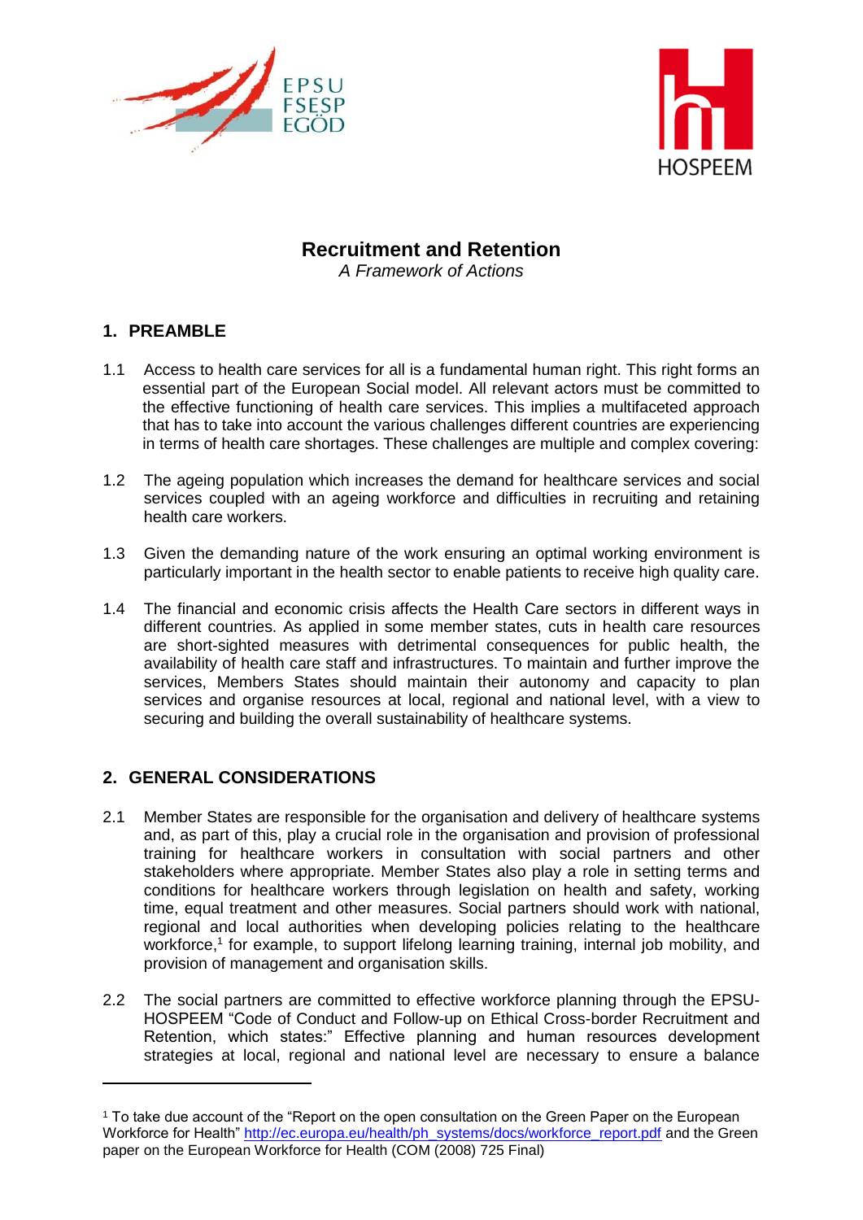EPSU FSESP EGÖD

HOSPEEM

# Recruitment and Retention

*A Framework of Actions*

## 1. PREAMBLE

1.1 Access to health care services for all is a fundamental human right. This right forms an essential part of the European Social model. All relevant actors must be committed to the effective functioning of health care services. This implies a multifaceted approach that has to take into account the various challenges different countries are experiencing in terms of health care shortages. These challenges are multiple and complex covering:

1.2 The ageing population which increases the demand for healthcare services and social services coupled with an ageing workforce and difficulties in recruiting and retaining health care workers.

1.3 Given the demanding nature of the work ensuring an optimal working environment is particularly important in the health sector to enable patients to receive high quality care.

1.4 The financial and economic crisis affects the Health Care sectors in different ways in different countries. As applied in some member states, cuts in health care resources are short-sighted measures with detrimental consequences for public health, the availability of health care staff and infrastructures. To maintain and further improve the services, Members States should maintain their autonomy and capacity to plan services and organise resources at local, regional and national level, with a view to securing and building the overall sustainability of healthcare systems.

## 2. GENERAL CONSIDERATIONS

2.1 Member States are responsible for the organisation and delivery of healthcare systems and, as part of this, play a crucial role in the organisation and provision of professional training for healthcare workers in consultation with social partners and other stakeholders where appropriate. Member States also play a role in setting terms and conditions for healthcare workers through legislation on health and safety, working time, equal treatment and other measures. Social partners should work with national, regional and local authorities when developing policies relating to the healthcare workforce,[1] for example, to support lifelong learning training, internal job mobility, and provision of management and organisation skills.

2.2 The social partners are committed to effective workforce planning through the EPSU-HOSPEEM "Code of Conduct and Follow-up on Ethical Cross-border Recruitment and Retention, which states:" Effective planning and human resources development strategies at local, regional and national level are necessary to ensure a balance

---

[1] To take due account of the "Report on the open consultation on the Green Paper on the European Workforce for Health" http://ec.europa.eu/health/ph_systems/docs/workforce_report.pdf and the Green paper on the European Workforce for Health (COM (2008) 725 Final)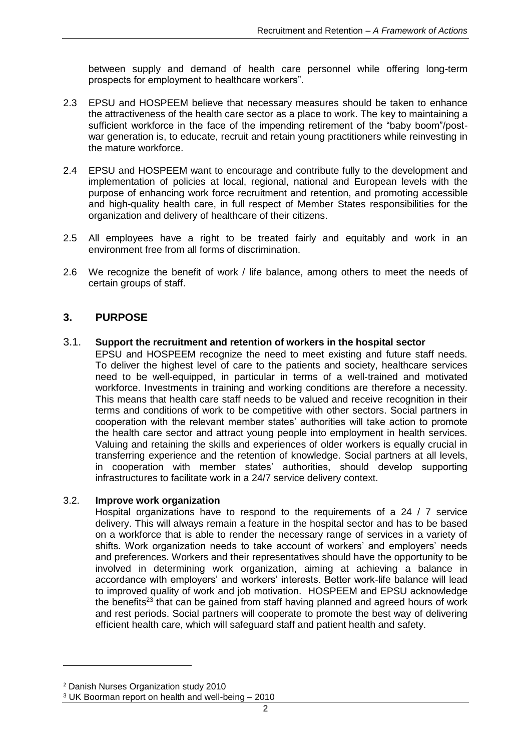between supply and demand of health care personnel while offering long-term prospects for employment to healthcare workers".

2.3 EPSU and HOSPEEM believe that necessary measures should be taken to enhance the attractiveness of the health care sector as a place to work. The key to maintaining a sufficient workforce in the face of the impending retirement of the "baby boom"/post-war generation is, to educate, recruit and retain young practitioners while reinvesting in the mature workforce.

2.4 EPSU and HOSPEEM want to encourage and contribute fully to the development and implementation of policies at local, regional, national and European levels with the purpose of enhancing work force recruitment and retention, and promoting accessible and high-quality health care, in full respect of Member States responsibilities for the organization and delivery of healthcare of their citizens.

2.5 All employees have a right to be treated fairly and equitably and work in an environment free from all forms of discrimination.

2.6 We recognize the benefit of work / life balance, among others to meet the needs of certain groups of staff.

## 3. PURPOSE

### 3.1. Support the recruitment and retention of workers in the hospital sector

EPSU and HOSPEEM recognize the need to meet existing and future staff needs. To deliver the highest level of care to the patients and society, healthcare services need to be well-equipped, in particular in terms of a well-trained and motivated workforce. Investments in training and working conditions are therefore a necessity. This means that health care staff needs to be valued and receive recognition in their terms and conditions of work to be competitive with other sectors. Social partners in cooperation with the relevant member states' authorities will take action to promote the health care sector and attract young people into employment in health services. Valuing and retaining the skills and experiences of older workers is equally crucial in transferring experience and the retention of knowledge. Social partners at all levels, in cooperation with member states' authorities, should develop supporting infrastructures to facilitate work in a 24/7 service delivery context.

### 3.2. Improve work organization

Hospital organizations have to respond to the requirements of a 24 / 7 service delivery. This will always remain a feature in the hospital sector and has to be based on a workforce that is able to render the necessary range of services in a variety of shifts. Work organization needs to take account of workers' and employers' needs and preferences. Workers and their representatives should have the opportunity to be involved in determining work organization, aiming at achieving a balance in accordance with employers' and workers' interests. Better work-life balance will lead to improved quality of work and job motivation. HOSPEEM and EPSU acknowledge the benefits[2][3] that can be gained from staff having planned and agreed hours of work and rest periods. Social partners will cooperate to promote the best way of delivering efficient health care, which will safeguard staff and patient health and safety.

---

[2] Danish Nurses Organization study 2010

[3] UK Boorman report on health and well-being – 2010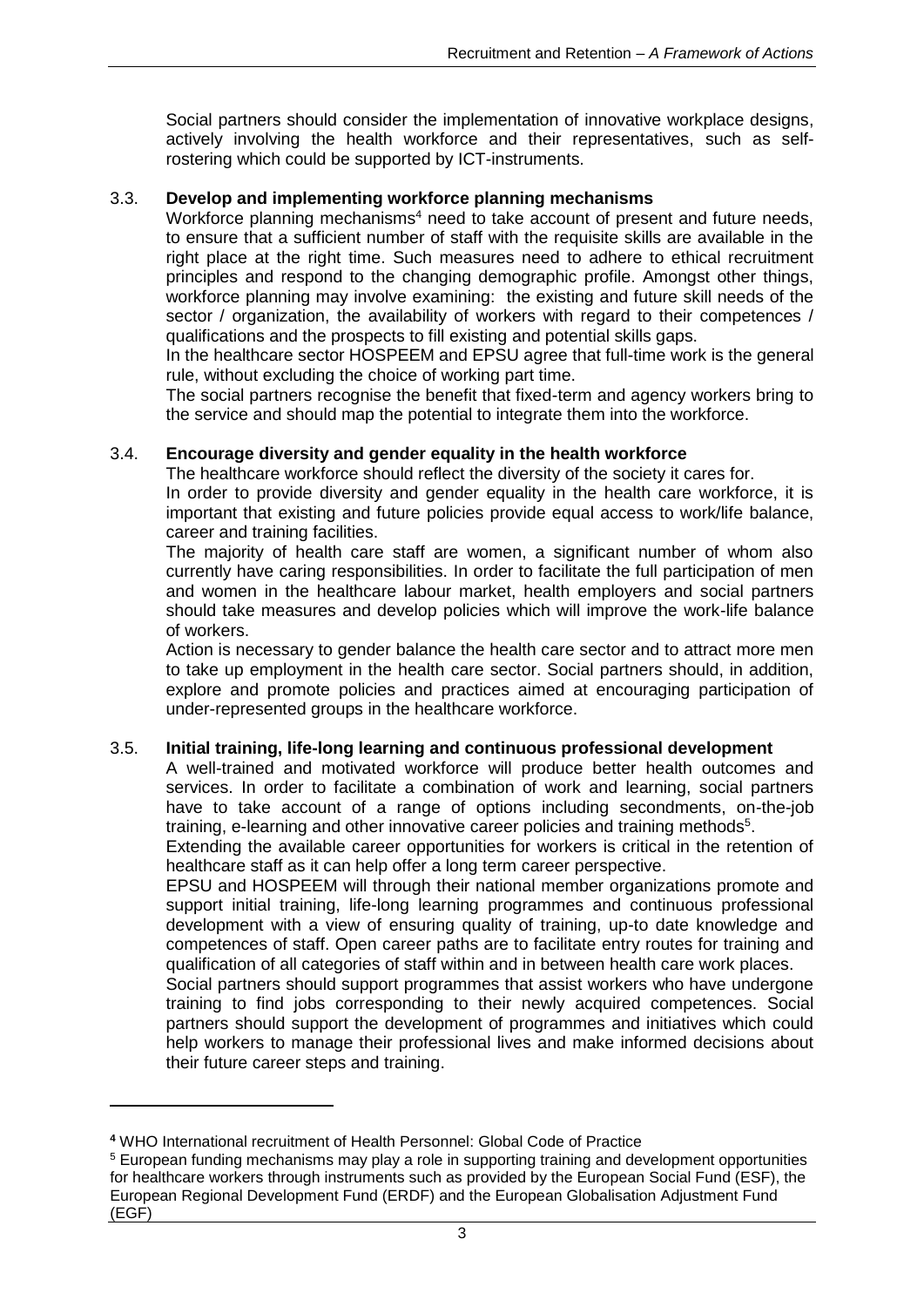Social partners should consider the implementation of innovative workplace designs, actively involving the health workforce and their representatives, such as self-rostering which could be supported by ICT-instruments.

### 3.3. Develop and implementing workforce planning mechanisms

Workforce planning mechanisms[4] need to take account of present and future needs, to ensure that a sufficient number of staff with the requisite skills are available in the right place at the right time. Such measures need to adhere to ethical recruitment principles and respond to the changing demographic profile. Amongst other things, workforce planning may involve examining: the existing and future skill needs of the sector / organization, the availability of workers with regard to their competences / qualifications and the prospects to fill existing and potential skills gaps.

In the healthcare sector HOSPEEM and EPSU agree that full-time work is the general rule, without excluding the choice of working part time.

The social partners recognise the benefit that fixed-term and agency workers bring to the service and should map the potential to integrate them into the workforce.

### 3.4. Encourage diversity and gender equality in the health workforce

The healthcare workforce should reflect the diversity of the society it cares for.

In order to provide diversity and gender equality in the health care workforce, it is important that existing and future policies provide equal access to work/life balance, career and training facilities.

The majority of health care staff are women, a significant number of whom also currently have caring responsibilities. In order to facilitate the full participation of men and women in the healthcare labour market, health employers and social partners should take measures and develop policies which will improve the work-life balance of workers.

Action is necessary to gender balance the health care sector and to attract more men to take up employment in the health care sector. Social partners should, in addition, explore and promote policies and practices aimed at encouraging participation of under-represented groups in the healthcare workforce.

### 3.5. Initial training, life-long learning and continuous professional development

A well-trained and motivated workforce will produce better health outcomes and services. In order to facilitate a combination of work and learning, social partners have to take account of a range of options including secondments, on-the-job training, e-learning and other innovative career policies and training methods[5].

Extending the available career opportunities for workers is critical in the retention of healthcare staff as it can help offer a long term career perspective.

EPSU and HOSPEEM will through their national member organizations promote and support initial training, life-long learning programmes and continuous professional development with a view of ensuring quality of training, up-to date knowledge and competences of staff. Open career paths are to facilitate entry routes for training and qualification of all categories of staff within and in between health care work places.

Social partners should support programmes that assist workers who have undergone training to find jobs corresponding to their newly acquired competences. Social partners should support the development of programmes and initiatives which could help workers to manage their professional lives and make informed decisions about their future career steps and training.

---

[4] WHO International recruitment of Health Personnel: Global Code of Practice

[5] European funding mechanisms may play a role in supporting training and development opportunities for healthcare workers through instruments such as provided by the European Social Fund (ESF), the European Regional Development Fund (ERDF) and the European Globalisation Adjustment Fund (EGF)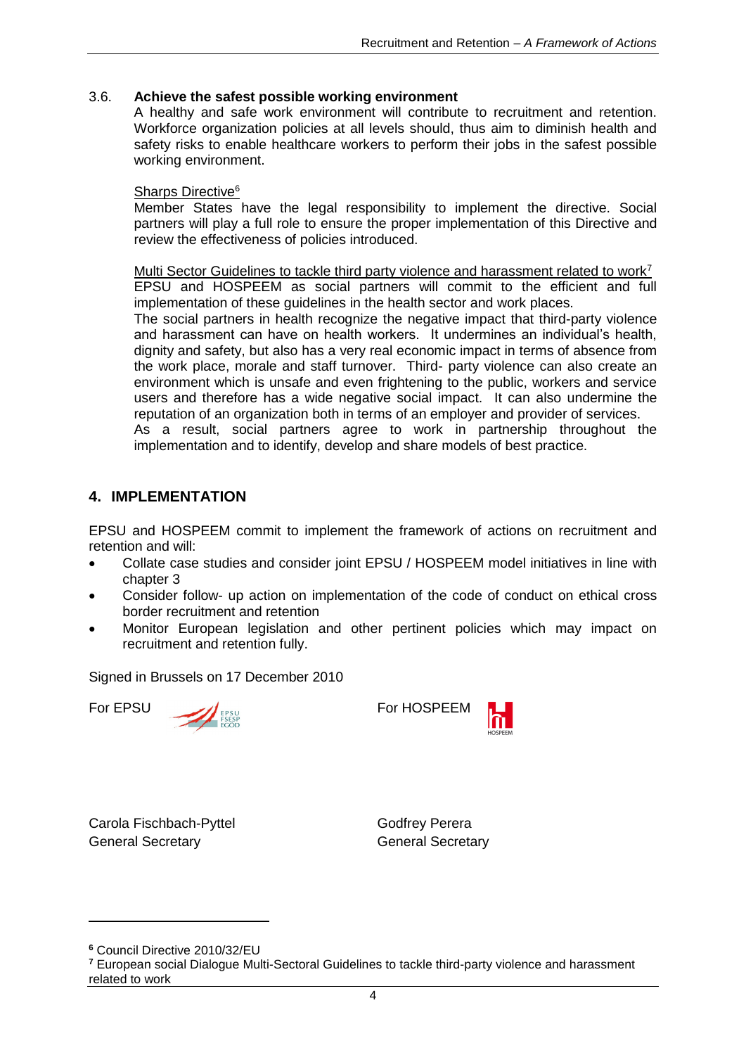### 3.6. Achieve the safest possible working environment

A healthy and safe work environment will contribute to recruitment and retention. Workforce organization policies at all levels should, thus aim to diminish health and safety risks to enable healthcare workers to perform their jobs in the safest possible working environment.

Sharps Directive[6]

Member States have the legal responsibility to implement the directive. Social partners will play a full role to ensure the proper implementation of this Directive and review the effectiveness of policies introduced.

Multi Sector Guidelines to tackle third party violence and harassment related to work[7]

EPSU and HOSPEEM as social partners will commit to the efficient and full implementation of these guidelines in the health sector and work places.

The social partners in health recognize the negative impact that third-party violence and harassment can have on health workers. It undermines an individual's health, dignity and safety, but also has a very real economic impact in terms of absence from the work place, morale and staff turnover. Third- party violence can also create an environment which is unsafe and even frightening to the public, workers and service users and therefore has a wide negative social impact. It can also undermine the reputation of an organization both in terms of an employer and provider of services.

As a result, social partners agree to work in partnership throughout the implementation and to identify, develop and share models of best practice.

## 4. IMPLEMENTATION

EPSU and HOSPEEM commit to implement the framework of actions on recruitment and retention and will:

- Collate case studies and consider joint EPSU / HOSPEEM model initiatives in line with chapter 3
- Consider follow- up action on implementation of the code of conduct on ethical cross border recruitment and retention
- Monitor European legislation and other pertinent policies which may impact on recruitment and retention fully.

Signed in Brussels on 17 December 2010

For EPSU

Carola Fischbach-Pyttel
General Secretary

For HOSPEEM

Godfrey Perera
General Secretary

---

[6] Council Directive 2010/32/EU

[7] European social Dialogue Multi-Sectoral Guidelines to tackle third-party violence and harassment related to work